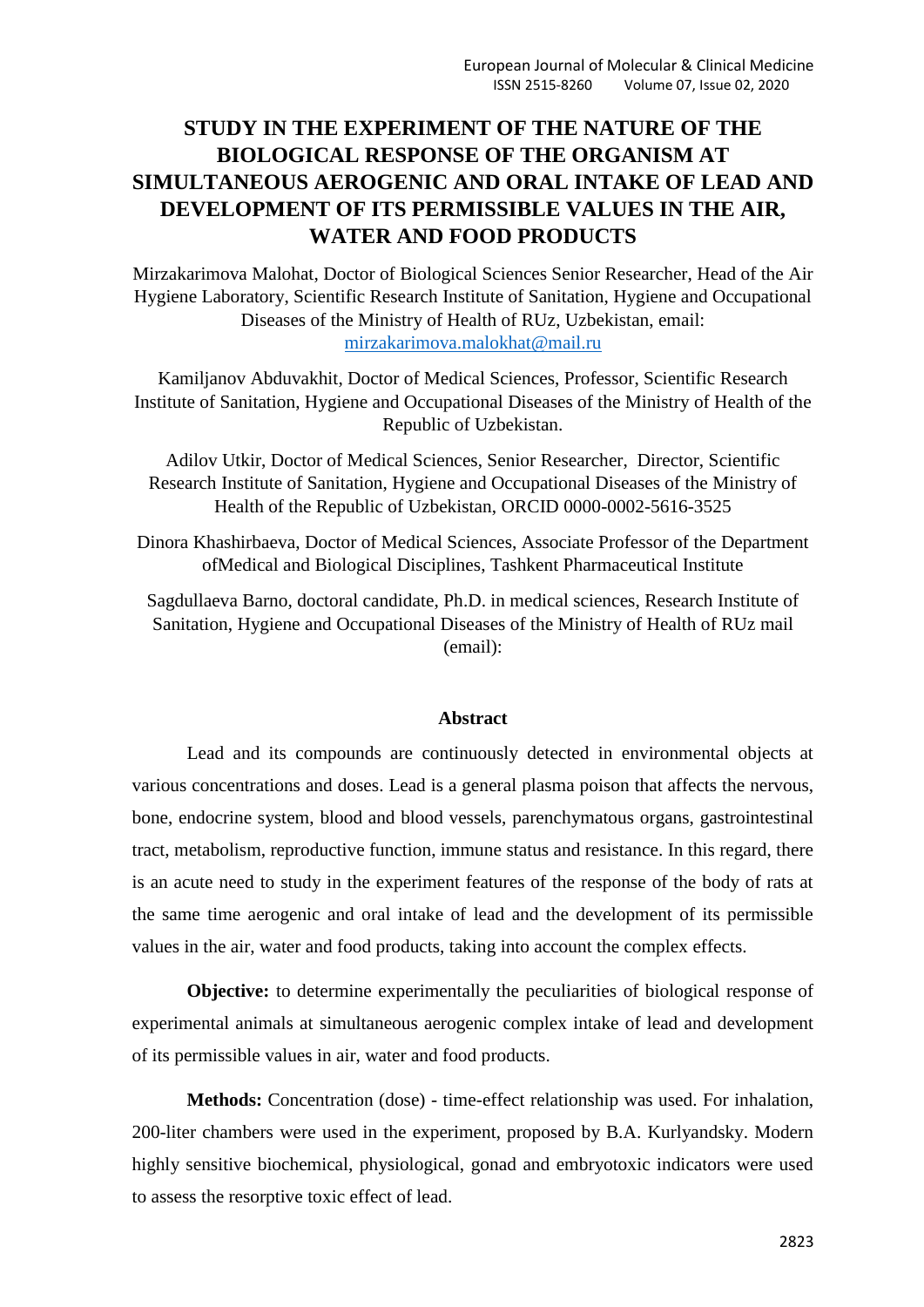# STUDY IN THE EXPERIMENT OF THE NATURE OF THE BIOLOGICAL RESPONSE OF THE ORGANISM AT SIMULTANEOUS AEROGENIC AND ORAL INTAKE OF LEAD AND DEVELOPMENT OF ITS PERMISSIBLE VALUES IN THE AIR, WATER AND FOOD PRODUCTS

Mirzakarimova Malohat, Doctor of Biological Sciences Senior Researcher, Head of the Air Hygiene Laboratory, Scientific Research Institute of Sanitation, Hygiene and Occupational Diseases of the Ministry of Health of RUz, Uzbekistan, email: mirzakarimova.malokhat@mail.ru

Kamiljanov Abduvakhit, Doctor of Medical Sciences, Professor, Scientific Research Institute of Sanitation, Hygiene and Occupational Diseases of the Ministry of Health of the Republic of Uzbekistan.

Adilov Utkir, Doctor of Medical Sciences, Senior Researcher, Director, Scientific Research Institute of Sanitation, Hygiene and Occupational Diseases of the Ministry of Health of the Republic of Uzbekistan, ORCID 0000-0002-5616-3525

Dinora Khashirbaeva, Doctor of Medical Sciences, Associate Professor of the Department ofMedical and Biological Disciplines, Tashkent Pharmaceutical Institute

Sagdullaeva Barno, doctoral candidate, Ph.D. in medical sciences, Research Institute of Sanitation, Hygiene and Occupational Diseases of the Ministry of Health of RUz mail (email):

## Abstract

Lead and its compounds are continuously detected in environmental objects at various concentrations and doses. Lead is a general plasma poison that affects the nervous, bone, endocrine system, blood and blood vessels, parenchymatous organs, gastrointestinal tract, metabolism, reproductive function, immune status and resistance. In this regard, there is an acute need to study in the experiment features of the response of the body of rats at the same time aerogenic and oral intake of lead and the development of its permissible values in the air, water and food products, taking into account the complex effects.

**Objective:** to determine experimentally the peculiarities of biological response of experimental animals at simultaneous aerogenic complex intake of lead and development of its permissible values in air, water and food products.

**Methods:** Concentration (dose) - time-effect relationship was used. For inhalation, 200-liter chambers were used in the experiment, proposed by B.A. Kurlyandsky. Modern highly sensitive biochemical, physiological, gonad and embryotoxic indicators were used to assess the resorptive toxic effect of lead.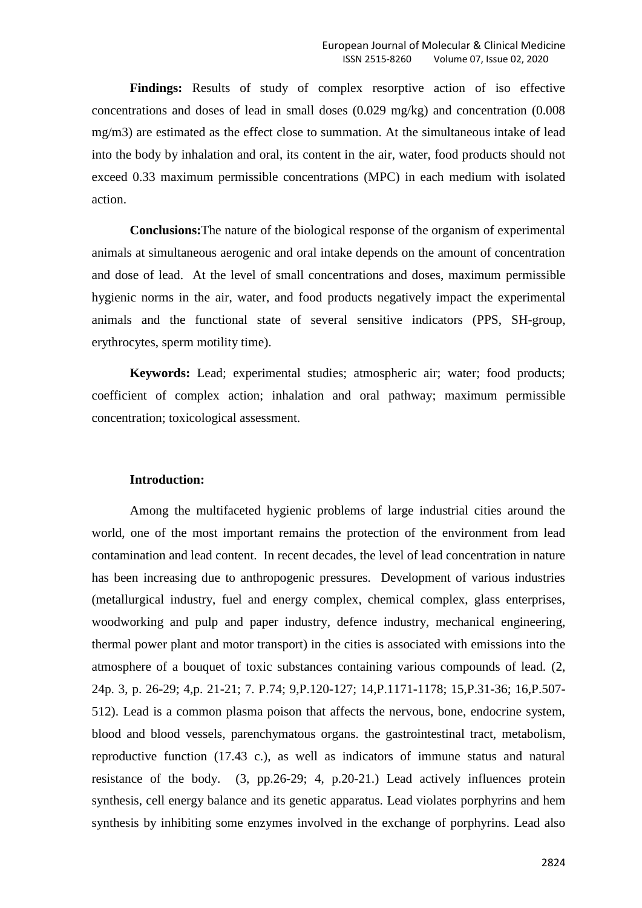**Findings:** Results of study of complex resorptive action of iso effective concentrations and doses of lead in small doses (0.029 mg/kg) and concentration (0.008 mg/m3) are estimated as the effect close to summation. At the simultaneous intake of lead into the body by inhalation and oral, its content in the air, water, food products should not exceed 0.33 maximum permissible concentrations (MPC) in each medium with isolated action.

**Conclusions:**The nature of the biological response of the organism of experimental animals at simultaneous aerogenic and oral intake depends on the amount of concentration and dose of lead. At the level of small concentrations and doses, maximum permissible hygienic norms in the air, water, and food products negatively impact the experimental animals and the functional state of several sensitive indicators (PPS, SH-group, erythrocytes, sperm motility time).

**Keywords:** Lead; experimental studies; atmospheric air; water; food products; coefficient of complex action; inhalation and oral pathway; maximum permissible concentration; toxicological assessment.

**Introduction:**

Among the multifaceted hygienic problems of large industrial cities around the world, one of the most important remains the protection of the environment from lead contamination and lead content. In recent decades, the level of lead concentration in nature has been increasing due to anthropogenic pressures. Development of various industries (metallurgical industry, fuel and energy complex, chemical complex, glass enterprises, woodworking and pulp and paper industry, defence industry, mechanical engineering, thermal power plant and motor transport) in the cities is associated with emissions into the atmosphere of a bouquet of toxic substances containing various compounds of lead. (2, 24p. 3, p. 26-29; 4,p. 21-21; 7. P.74; 9,P.120-127; 14,P.1171-1178; 15,P.31-36; 16,P.507-512). Lead is a common plasma poison that affects the nervous, bone, endocrine system, blood and blood vessels, parenchymatous organs. the gastrointestinal tract, metabolism, reproductive function (17.43 c.), as well as indicators of immune status and natural resistance of the body. (3, pp.26-29; 4, p.20-21.) Lead actively influences protein synthesis, cell energy balance and its genetic apparatus. Lead violates porphyrins and hem synthesis by inhibiting some enzymes involved in the exchange of porphyrins. Lead also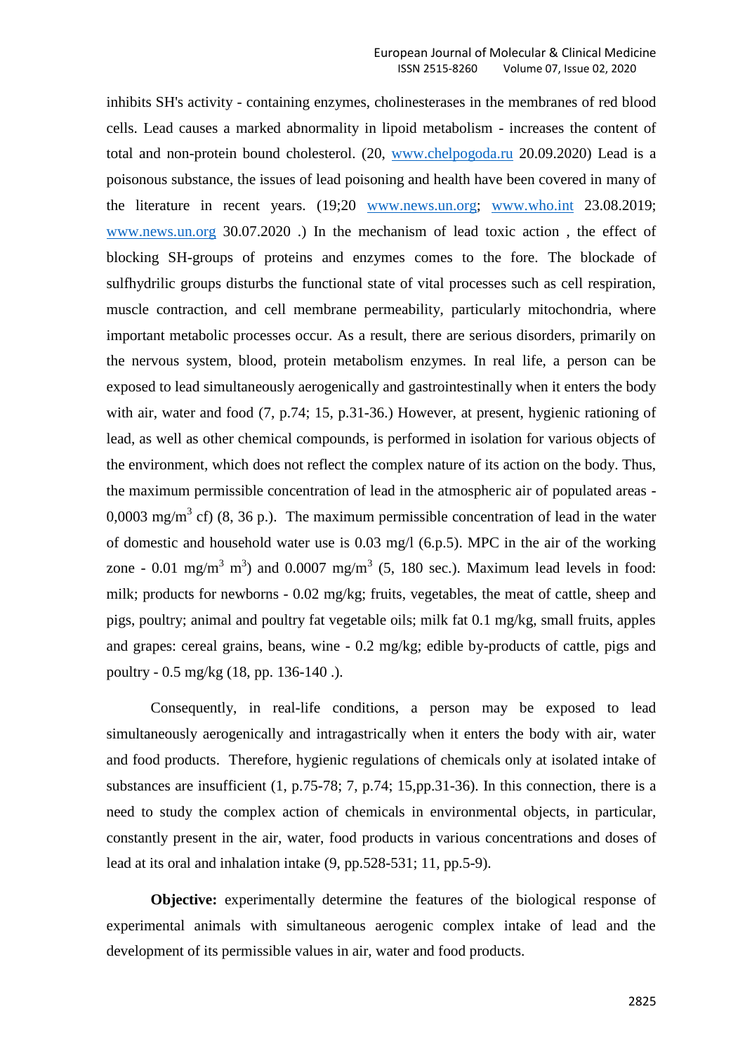inhibits SH's activity - containing enzymes, cholinesterases in the membranes of red blood cells. Lead causes a marked abnormality in lipoid metabolism - increases the content of total and non-protein bound cholesterol. (20, www.chelpogoda.ru 20.09.2020) Lead is a poisonous substance, the issues of lead poisoning and health have been covered in many of the literature in recent years. (19;20 www.news.un.org; www.who.int 23.08.2019; www.news.un.org 30.07.2020 .) In the mechanism of lead toxic action , the effect of blocking SH-groups of proteins and enzymes comes to the fore. The blockade of sulfhydrilic groups disturbs the functional state of vital processes such as cell respiration, muscle contraction, and cell membrane permeability, particularly mitochondria, where important metabolic processes occur. As a result, there are serious disorders, primarily on the nervous system, blood, protein metabolism enzymes. In real life, a person can be exposed to lead simultaneously aerogenically and gastrointestinally when it enters the body with air, water and food (7, p.74; 15, p.31-36.) However, at present, hygienic rationing of lead, as well as other chemical compounds, is performed in isolation for various objects of the environment, which does not reflect the complex nature of its action on the body. Thus, the maximum permissible concentration of lead in the atmospheric air of populated areas - 0,0003 mg/$m^3$ cf) (8, 36 p.). The maximum permissible concentration of lead in the water of domestic and household water use is 0.03 mg/l (6.p.5). MPC in the air of the working zone - 0.01 mg/$m^3$ $m^3$) and 0.0007 mg/$m^3$ (5, 180 sec.). Maximum lead levels in food: milk; products for newborns - 0.02 mg/kg; fruits, vegetables, the meat of cattle, sheep and pigs, poultry; animal and poultry fat vegetable oils; milk fat 0.1 mg/kg, small fruits, apples and grapes: cereal grains, beans, wine - 0.2 mg/kg; edible by-products of cattle, pigs and poultry - 0.5 mg/kg (18, pp. 136-140 .).

Consequently, in real-life conditions, a person may be exposed to lead simultaneously aerogenically and intragastrically when it enters the body with air, water and food products. Therefore, hygienic regulations of chemicals only at isolated intake of substances are insufficient (1, p.75-78; 7, p.74; 15,pp.31-36). In this connection, there is a need to study the complex action of chemicals in environmental objects, in particular, constantly present in the air, water, food products in various concentrations and doses of lead at its oral and inhalation intake (9, pp.528-531; 11, pp.5-9).

**Objective:** experimentally determine the features of the biological response of experimental animals with simultaneous aerogenic complex intake of lead and the development of its permissible values in air, water and food products.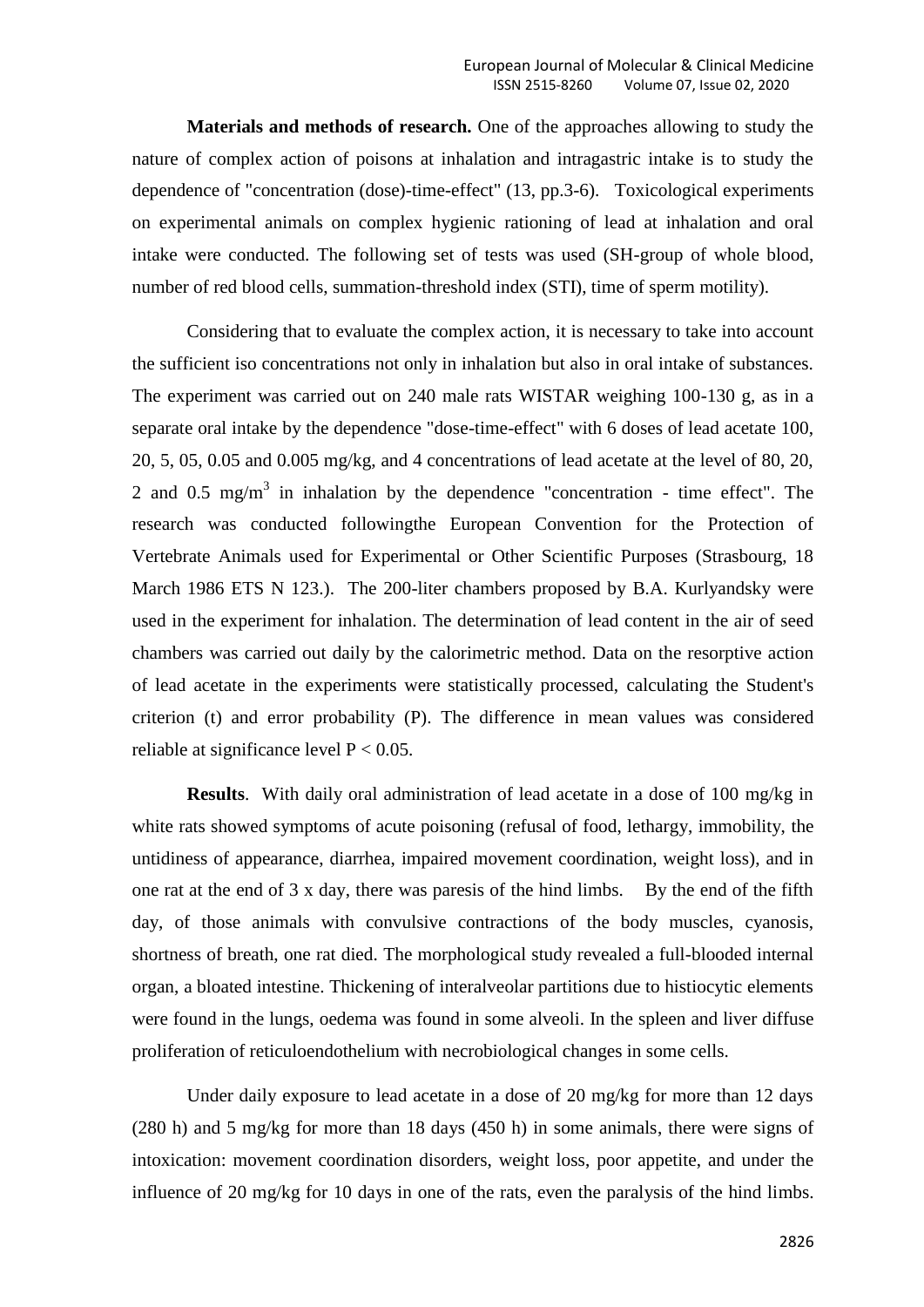**Materials and methods of research.** One of the approaches allowing to study the nature of complex action of poisons at inhalation and intragastric intake is to study the dependence of "concentration (dose)-time-effect" (13, pp.3-6). Toxicological experiments on experimental animals on complex hygienic rationing of lead at inhalation and oral intake were conducted. The following set of tests was used (SH-group of whole blood, number of red blood cells, summation-threshold index (STI), time of sperm motility).

Considering that to evaluate the complex action, it is necessary to take into account the sufficient iso concentrations not only in inhalation but also in oral intake of substances. The experiment was carried out on 240 male rats WISTAR weighing 100-130 g, as in a separate oral intake by the dependence "dose-time-effect" with 6 doses of lead acetate 100, 20, 5, 05, 0.05 and 0.005 mg/kg, and 4 concentrations of lead acetate at the level of 80, 20, 2 and 0.5 mg/m$^3$ in inhalation by the dependence "concentration - time effect". The research was conducted followingthe European Convention for the Protection of Vertebrate Animals used for Experimental or Other Scientific Purposes (Strasbourg, 18 March 1986 ETS N 123.). The 200-liter chambers proposed by B.A. Kurlyandsky were used in the experiment for inhalation. The determination of lead content in the air of seed chambers was carried out daily by the calorimetric method. Data on the resorptive action of lead acetate in the experiments were statistically processed, calculating the Student's criterion (t) and error probability (P). The difference in mean values was considered reliable at significance level $P < 0.05$.

**Results**. With daily oral administration of lead acetate in a dose of 100 mg/kg in white rats showed symptoms of acute poisoning (refusal of food, lethargy, immobility, the untidiness of appearance, diarrhea, impaired movement coordination, weight loss), and in one rat at the end of 3 x day, there was paresis of the hind limbs. By the end of the fifth day, of those animals with convulsive contractions of the body muscles, cyanosis, shortness of breath, one rat died. The morphological study revealed a full-blooded internal organ, a bloated intestine. Thickening of interalveolar partitions due to histiocytic elements were found in the lungs, oedema was found in some alveoli. In the spleen and liver diffuse proliferation of reticuloendothelium with necrobiological changes in some cells.

Under daily exposure to lead acetate in a dose of 20 mg/kg for more than 12 days (280 h) and 5 mg/kg for more than 18 days (450 h) in some animals, there were signs of intoxication: movement coordination disorders, weight loss, poor appetite, and under the influence of 20 mg/kg for 10 days in one of the rats, even the paralysis of the hind limbs.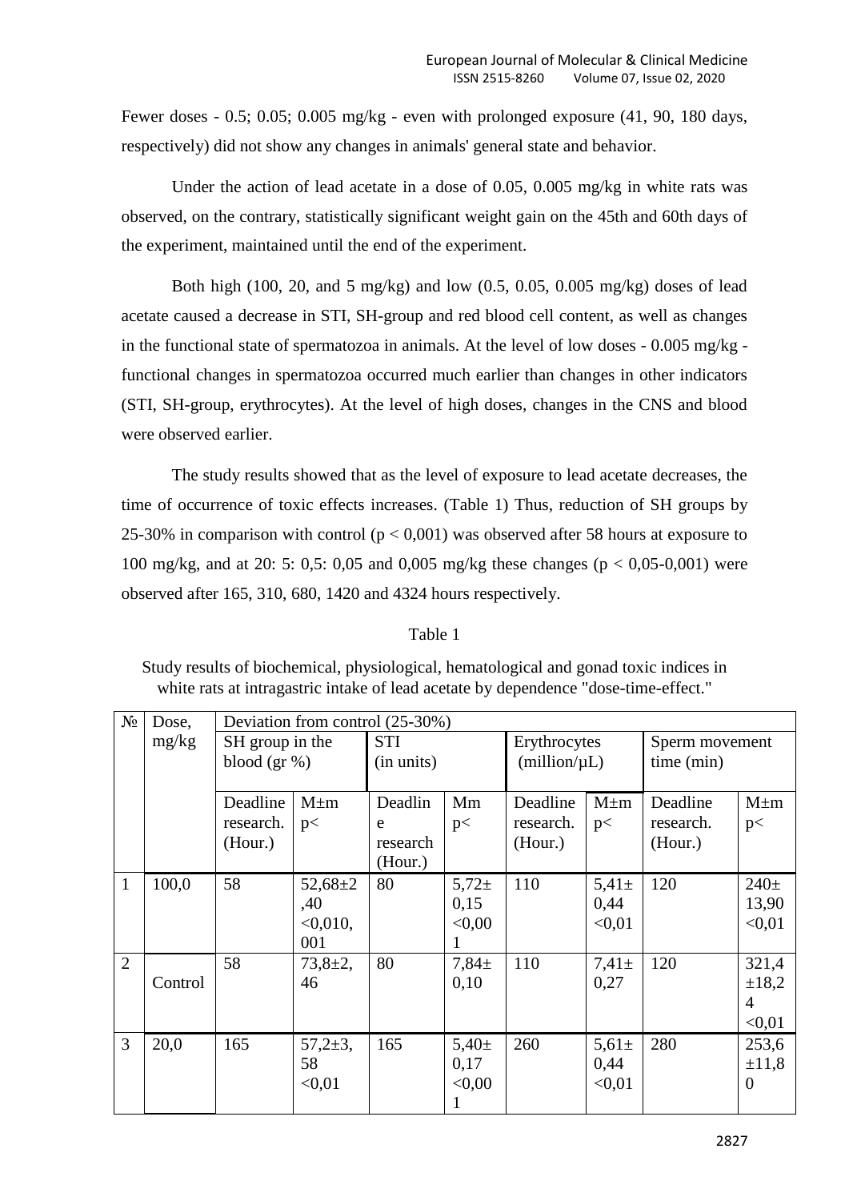Fewer doses - 0.5; 0.05; 0.005 mg/kg - even with prolonged exposure (41, 90, 180 days, respectively) did not show any changes in animals' general state and behavior.

Under the action of lead acetate in a dose of 0.05, 0.005 mg/kg in white rats was observed, on the contrary, statistically significant weight gain on the 45th and 60th days of the experiment, maintained until the end of the experiment.

Both high (100, 20, and 5 mg/kg) and low (0.5, 0.05, 0.005 mg/kg) doses of lead acetate caused a decrease in STI, SH-group and red blood cell content, as well as changes in the functional state of spermatozoa in animals. At the level of low doses - 0.005 mg/kg - functional changes in spermatozoa occurred much earlier than changes in other indicators (STI, SH-group, erythrocytes). At the level of high doses, changes in the CNS and blood were observed earlier.

The study results showed that as the level of exposure to lead acetate decreases, the time of occurrence of toxic effects increases. (Table 1) Thus, reduction of SH groups by 25-30% in comparison with control ($p < 0{,}001$) was observed after 58 hours at exposure to 100 mg/kg, and at 20: 5: 0,5: 0,05 and 0,005 mg/kg these changes ($p < 0{,}05$-$0{,}001$) were observed after 165, 310, 680, 1420 and 4324 hours respectively.

Table 1

Study results of biochemical, physiological, hematological and gonad toxic indices in white rats at intragastric intake of lead acetate by dependence "dose-time-effect."

| № | Dose, mg/kg | Deviation from control (25-30%) | | | | | | | |
|---|---|---|---|---|---|---|---|---|---|
| | | SH group in the blood (gr %) | | STI (in units) | | Erythrocytes (million/μL) | | Sperm movement time (min) | |
| | | Deadline research. (Hour.) | M±m p< | Deadline research (Hour.) | Mm p< | Deadline research. (Hour.) | M±m p< | Deadline research. (Hour.) | M±m p< |
| 1 | 100,0 | 58 | 52,68±2,40 <0,010,001 | 80 | 5,72±0,15 <0,001 | 110 | 5,41±0,44 <0,01 | 120 | 240±13,90 <0,01 |
| 2 | Control | 58 | 73,8±2,46 | 80 | 7,84±0,10 | 110 | 7,41±0,27 | 120 | 321,4±18,24 <0,01 |
| 3 | 20,0 | 165 | 57,2±3,58 <0,01 | 165 | 5,40±0,17 <0,001 | 260 | 5,61±0,44 <0,01 | 280 | 253,6±11,80 |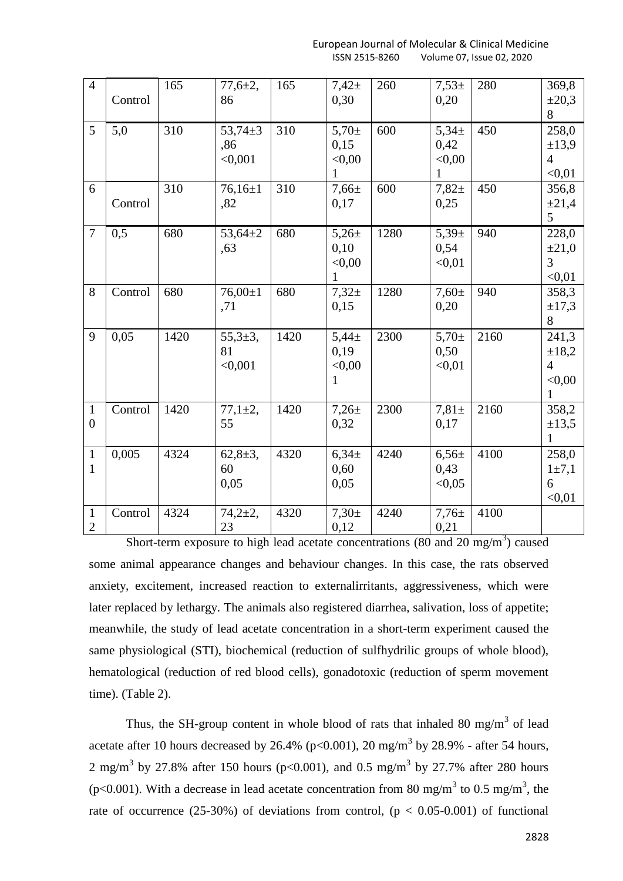| | | | | | | | | | |
|---|---|---|---|---|---|---|---|---|---|
| 4 | Control | 165 | 77,6±2,86 | 165 | 7,42±0,30 | 260 | 7,53±0,20 | 280 | 369,8±20,38 |
| 5 | 5,0 | 310 | 53,74±3,86 <0,001 | 310 | 5,70±0,15 <0,001 | 600 | 5,34±0,42 <0,001 | 450 | 258,0±13,94 <0,01 |
| 6 | Control | 310 | 76,16±1,82 | 310 | 7,66±0,17 | 600 | 7,82±0,25 | 450 | 356,8±21,45 |
| 7 | 0,5 | 680 | 53,64±2,63 | 680 | 5,26±0,10 <0,001 | 1280 | 5,39±0,54 <0,01 | 940 | 228,0±21,03 <0,01 |
| 8 | Control | 680 | 76,00±1,71 | 680 | 7,32±0,15 | 1280 | 7,60±0,20 | 940 | 358,3±17,38 |
| 9 | 0,05 | 1420 | 55,3±3,81 <0,001 | 1420 | 5,44±0,19 <0,001 | 2300 | 5,70±0,50 <0,01 | 2160 | 241,3±18,24 <0,001 |
| 10 | Control | 1420 | 77,1±2,55 | 1420 | 7,26±0,32 | 2300 | 7,81±0,17 | 2160 | 358,2±13,51 |
| 11 | 0,005 | 4324 | 62,8±3,60 0,05 | 4320 | 6,34±0,60 0,05 | 4240 | 6,56±0,43 <0,05 | 4100 | 258,01±7,16 <0,01 |
| 12 | Control | 4324 | 74,2±2,23 | 4320 | 7,30±0,12 | 4240 | 7,76±0,21 | 4100 | |

Short-term exposure to high lead acetate concentrations (80 and 20 mg/m$^3$) caused some animal appearance changes and behaviour changes. In this case, the rats observed anxiety, excitement, increased reaction to externalirritants, aggressiveness, which were later replaced by lethargy. The animals also registered diarrhea, salivation, loss of appetite; meanwhile, the study of lead acetate concentration in a short-term experiment caused the same physiological (STI), biochemical (reduction of sulfhydrilic groups of whole blood), hematological (reduction of red blood cells), gonadotoxic (reduction of sperm movement time). (Table 2).

Thus, the SH-group content in whole blood of rats that inhaled 80 mg/m$^3$ of lead acetate after 10 hours decreased by 26.4% ($p<0.001$), 20 mg/m$^3$ by 28.9% - after 54 hours, 2 mg/m$^3$ by 27.8% after 150 hours ($p<0.001$), and 0.5 mg/m$^3$ by 27.7% after 280 hours ($p<0.001$). With a decrease in lead acetate concentration from 80 mg/m$^3$ to 0.5 mg/m$^3$, the rate of occurrence (25-30%) of deviations from control, ($p < 0.05$-$0.001$) of functional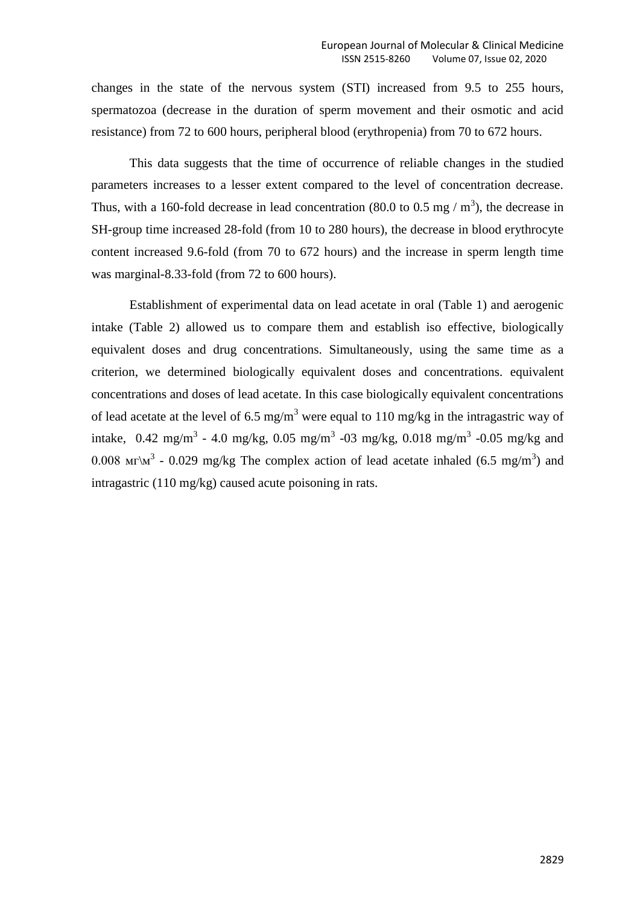changes in the state of the nervous system (STI) increased from 9.5 to 255 hours, spermatozoa (decrease in the duration of sperm movement and their osmotic and acid resistance) from 72 to 600 hours, peripheral blood (erythropenia) from 70 to 672 hours.

This data suggests that the time of occurrence of reliable changes in the studied parameters increases to a lesser extent compared to the level of concentration decrease. Thus, with a 160-fold decrease in lead concentration (80.0 to 0.5 mg / $m^3$), the decrease in SH-group time increased 28-fold (from 10 to 280 hours), the decrease in blood erythrocyte content increased 9.6-fold (from 70 to 672 hours) and the increase in sperm length time was marginal-8.33-fold (from 72 to 600 hours).

Establishment of experimental data on lead acetate in oral (Table 1) and aerogenic intake (Table 2) allowed us to compare them and establish iso effective, biologically equivalent doses and drug concentrations. Simultaneously, using the same time as a criterion, we determined biologically equivalent doses and concentrations. equivalent concentrations and doses of lead acetate. In this case biologically equivalent concentrations of lead acetate at the level of 6.5 mg/$m^3$ were equal to 110 mg/kg in the intragastric way of intake, 0.42 mg/$m^3$ - 4.0 mg/kg, 0.05 mg/$m^3$ -03 mg/kg, 0.018 mg/$m^3$ -0.05 mg/kg and 0.008 мг\м$^3$ - 0.029 mg/kg The complex action of lead acetate inhaled (6.5 mg/$m^3$) and intragastric (110 mg/kg) caused acute poisoning in rats.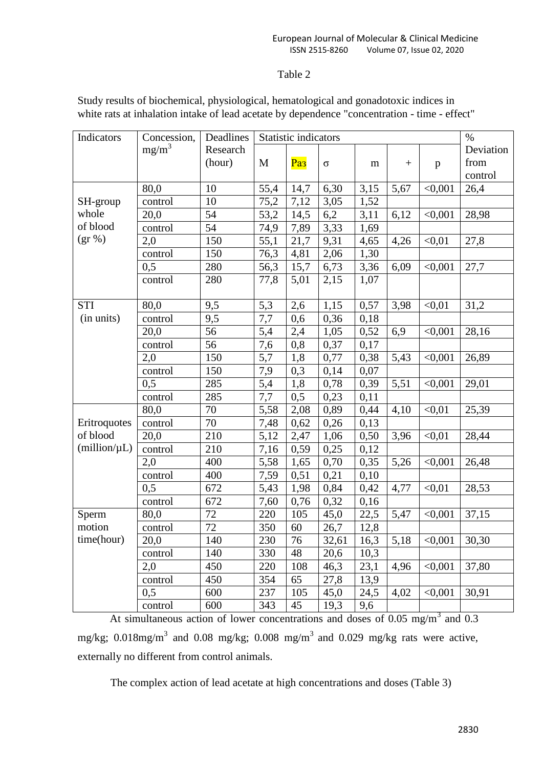Table 2

Study results of biochemical, physiological, hematological and gonadotoxic indices in white rats at inhalation intake of lead acetate by dependence "concentration - time - effect"

| Indicators | Concession, $mg/m^3$ | Deadlines Research (hour) | Statistic indicators | | | | | | % Deviation from control |
|---|---|---|---|---|---|---|---|---|---|
| | | | M | Раз | σ | m | + | p | |
| SH-group whole of blood (gr %) | 80,0 | 10 | 55,4 | 14,7 | 6,30 | 3,15 | 5,67 | <0,001 | 26,4 |
| | control | 10 | 75,2 | 7,12 | 3,05 | 1,52 | | | |
| | 20,0 | 54 | 53,2 | 14,5 | 6,2 | 3,11 | 6,12 | <0,001 | 28,98 |
| | control | 54 | 74,9 | 7,89 | 3,33 | 1,69 | | | |
| | 2,0 | 150 | 55,1 | 21,7 | 9,31 | 4,65 | 4,26 | <0,01 | 27,8 |
| | control | 150 | 76,3 | 4,81 | 2,06 | 1,30 | | | |
| | 0,5 | 280 | 56,3 | 15,7 | 6,73 | 3,36 | 6,09 | <0,001 | 27,7 |
| | control | 280 | 77,8 | 5,01 | 2,15 | 1,07 | | | |
| STI (in units) | 80,0 | 9,5 | 5,3 | 2,6 | 1,15 | 0,57 | 3,98 | <0,01 | 31,2 |
| | control | 9,5 | 7,7 | 0,6 | 0,36 | 0,18 | | | |
| | 20,0 | 56 | 5,4 | 2,4 | 1,05 | 0,52 | 6,9 | <0,001 | 28,16 |
| | control | 56 | 7,6 | 0,8 | 0,37 | 0,17 | | | |
| | 2,0 | 150 | 5,7 | 1,8 | 0,77 | 0,38 | 5,43 | <0,001 | 26,89 |
| | control | 150 | 7,9 | 0,3 | 0,14 | 0,07 | | | |
| | 0,5 | 285 | 5,4 | 1,8 | 0,78 | 0,39 | 5,51 | <0,001 | 29,01 |
| | control | 285 | 7,7 | 0,5 | 0,23 | 0,11 | | | |
| Eritroquotes of blood (million/μL) | 80,0 | 70 | 5,58 | 2,08 | 0,89 | 0,44 | 4,10 | <0,01 | 25,39 |
| | control | 70 | 7,48 | 0,62 | 0,26 | 0,13 | | | |
| | 20,0 | 210 | 5,12 | 2,47 | 1,06 | 0,50 | 3,96 | <0,01 | 28,44 |
| | control | 210 | 7,16 | 0,59 | 0,25 | 0,12 | | | |
| | 2,0 | 400 | 5,58 | 1,65 | 0,70 | 0,35 | 5,26 | <0,001 | 26,48 |
| | control | 400 | 7,59 | 0,51 | 0,21 | 0,10 | | | |
| | 0,5 | 672 | 5,43 | 1,98 | 0,84 | 0,42 | 4,77 | <0,01 | 28,53 |
| | control | 672 | 7,60 | 0,76 | 0,32 | 0,16 | | | |
| Sperm motion time(hour) | 80,0 | 72 | 220 | 105 | 45,0 | 22,5 | 5,47 | <0,001 | 37,15 |
| | control | 72 | 350 | 60 | 26,7 | 12,8 | | | |
| | 20,0 | 140 | 230 | 76 | 32,61 | 16,3 | 5,18 | <0,001 | 30,30 |
| | control | 140 | 330 | 48 | 20,6 | 10,3 | | | |
| | 2,0 | 450 | 220 | 108 | 46,3 | 23,1 | 4,96 | <0,001 | 37,80 |
| | control | 450 | 354 | 65 | 27,8 | 13,9 | | | |
| | 0,5 | 600 | 237 | 105 | 45,0 | 24,5 | 4,02 | <0,001 | 30,91 |
| | control | 600 | 343 | 45 | 19,3 | 9,6 | | | |

At simultaneous action of lower concentrations and doses of 0.05 $mg/m^3$ and 0.3 mg/kg; 0.018$mg/m^3$ and 0.08 mg/kg; 0.008 $mg/m^3$ and 0.029 mg/kg rats were active, externally no different from control animals.

The complex action of lead acetate at high concentrations and doses (Table 3)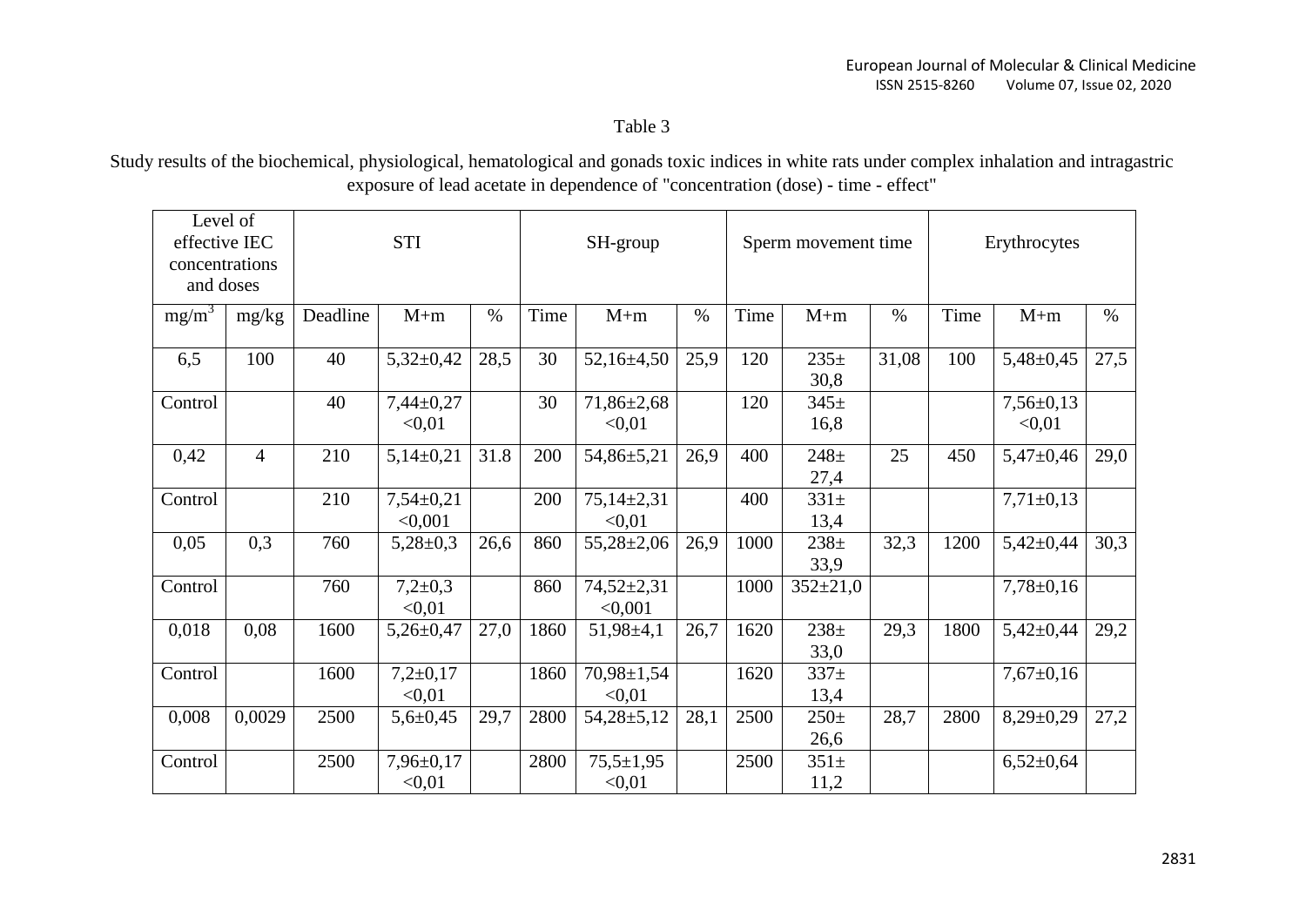Table 3

Study results of the biochemical, physiological, hematological and gonads toxic indices in white rats under complex inhalation and intragastric exposure of lead acetate in dependence of "concentration (dose) - time - effect"

| Level of effective IEC concentrations and doses | | STI | | | SH-group | | | Sperm movement time | | | Erythrocytes | | |
|---|---|---|---|---|---|---|---|---|---|---|---|---|---|
| mg/m$^3$ | mg/kg | Deadline | M+m | % | Time | M+m | % | Time | M+m | % | Time | M+m | % |
| 6,5 | 100 | 40 | 5,32±0,42 | 28,5 | 30 | 52,16±4,50 | 25,9 | 120 | 235± 30,8 | 31,08 | 100 | 5,48±0,45 | 27,5 |
| Control | | 40 | 7,44±0,27 <0,01 | | 30 | 71,86±2,68 <0,01 | | 120 | 345± 16,8 | | | 7,56±0,13 <0,01 | |
| 0,42 | 4 | 210 | 5,14±0,21 | 31.8 | 200 | 54,86±5,21 | 26,9 | 400 | 248± 27,4 | 25 | 450 | 5,47±0,46 | 29,0 |
| Control | | 210 | 7,54±0,21 <0,001 | | 200 | 75,14±2,31 <0,01 | | 400 | 331± 13,4 | | | 7,71±0,13 | |
| 0,05 | 0,3 | 760 | 5,28±0,3 | 26,6 | 860 | 55,28±2,06 | 26,9 | 1000 | 238± 33,9 | 32,3 | 1200 | 5,42±0,44 | 30,3 |
| Control | | 760 | 7,2±0,3 <0,01 | | 860 | 74,52±2,31 <0,001 | | 1000 | 352±21,0 | | | 7,78±0,16 | |
| 0,018 | 0,08 | 1600 | 5,26±0,47 | 27,0 | 1860 | 51,98±4,1 | 26,7 | 1620 | 238± 33,0 | 29,3 | 1800 | 5,42±0,44 | 29,2 |
| Control | | 1600 | 7,2±0,17 <0,01 | | 1860 | 70,98±1,54 <0,01 | | 1620 | 337± 13,4 | | | 7,67±0,16 | |
| 0,008 | 0,0029 | 2500 | 5,6±0,45 | 29,7 | 2800 | 54,28±5,12 | 28,1 | 2500 | 250± 26,6 | 28,7 | 2800 | 8,29±0,29 | 27,2 |
| Control | | 2500 | 7,96±0,17 <0,01 | | 2800 | 75,5±1,95 <0,01 | | 2500 | 351± 11,2 | | | 6,52±0,64 | |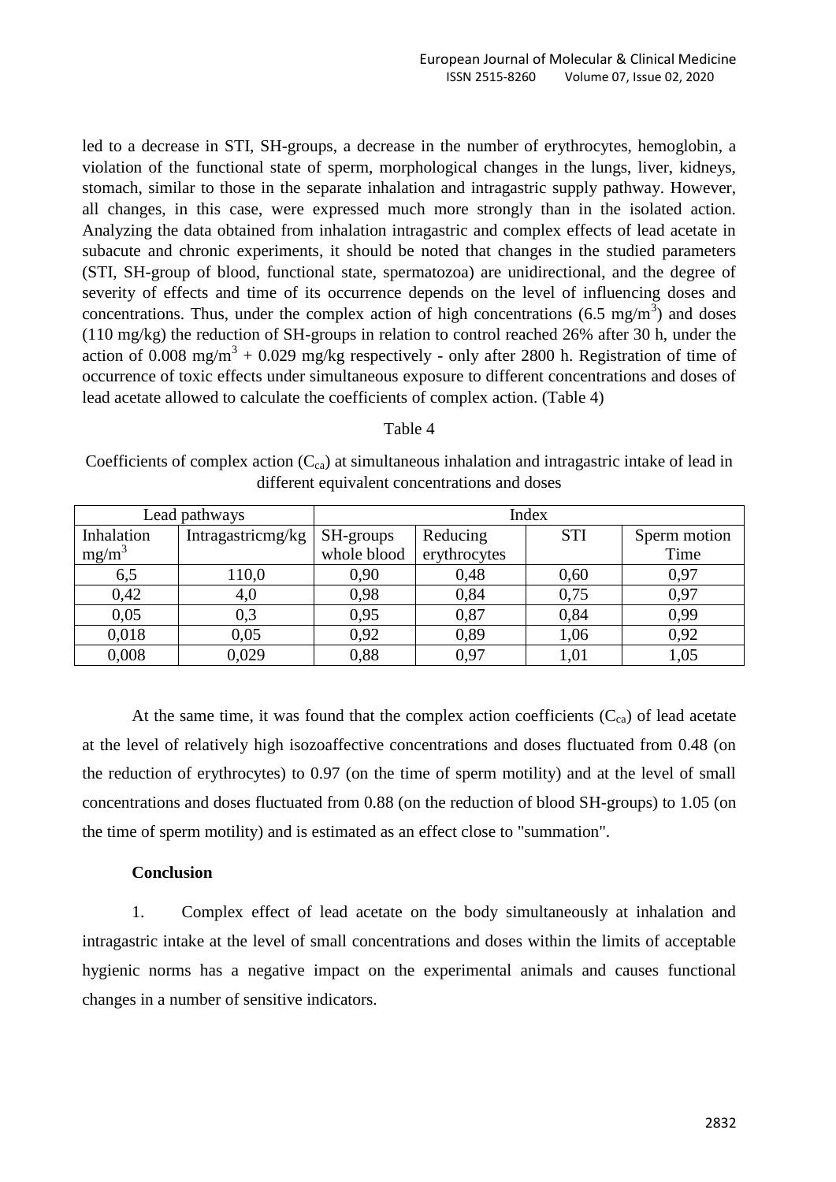led to a decrease in STI, SH-groups, a decrease in the number of erythrocytes, hemoglobin, a violation of the functional state of sperm, morphological changes in the lungs, liver, kidneys, stomach, similar to those in the separate inhalation and intragastric supply pathway. However, all changes, in this case, were expressed much more strongly than in the isolated action. Analyzing the data obtained from inhalation intragastric and complex effects of lead acetate in subacute and chronic experiments, it should be noted that changes in the studied parameters (STI, SH-group of blood, functional state, spermatozoa) are unidirectional, and the degree of severity of effects and time of its occurrence depends on the level of influencing doses and concentrations. Thus, under the complex action of high concentrations (6.5 mg/m$^3$) and doses (110 mg/kg) the reduction of SH-groups in relation to control reached 26% after 30 h, under the action of 0.008 mg/m$^3$ + 0.029 mg/kg respectively - only after 2800 h. Registration of time of occurrence of toxic effects under simultaneous exposure to different concentrations and doses of lead acetate allowed to calculate the coefficients of complex action. (Table 4)

Table 4

Coefficients of complex action ($C_{ca}$) at simultaneous inhalation and intragastric intake of lead in different equivalent concentrations and doses

| Lead pathways | | Index | | | |
|---|---|---|---|---|---|
| Inhalation mg/m$^3$ | Intragastricmg/kg | SH-groups whole blood | Reducing erythrocytes | STI | Sperm motion Time |
| 6,5 | 110,0 | 0,90 | 0,48 | 0,60 | 0,97 |
| 0,42 | 4,0 | 0,98 | 0,84 | 0,75 | 0,97 |
| 0,05 | 0,3 | 0,95 | 0,87 | 0,84 | 0,99 |
| 0,018 | 0,05 | 0,92 | 0,89 | 1,06 | 0,92 |
| 0,008 | 0,029 | 0,88 | 0,97 | 1,01 | 1,05 |

At the same time, it was found that the complex action coefficients ($C_{ca}$) of lead acetate at the level of relatively high isozoaffective concentrations and doses fluctuated from 0.48 (on the reduction of erythrocytes) to 0.97 (on the time of sperm motility) and at the level of small concentrations and doses fluctuated from 0.88 (on the reduction of blood SH-groups) to 1.05 (on the time of sperm motility) and is estimated as an effect close to "summation".

**Conclusion**

1. Complex effect of lead acetate on the body simultaneously at inhalation and intragastric intake at the level of small concentrations and doses within the limits of acceptable hygienic norms has a negative impact on the experimental animals and causes functional changes in a number of sensitive indicators.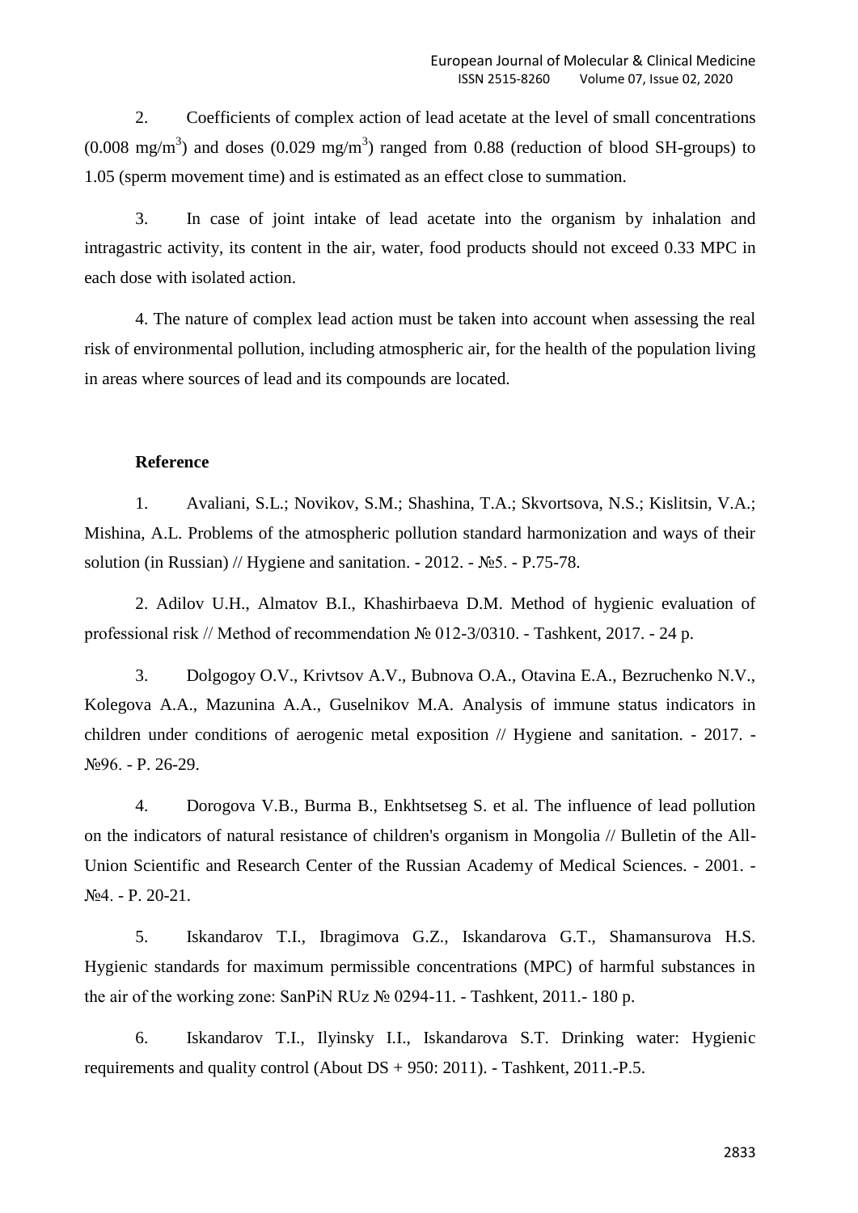2. Coefficients of complex action of lead acetate at the level of small concentrations (0.008 mg/m$^3$) and doses (0.029 mg/m$^3$) ranged from 0.88 (reduction of blood SH-groups) to 1.05 (sperm movement time) and is estimated as an effect close to summation.

3. In case of joint intake of lead acetate into the organism by inhalation and intragastric activity, its content in the air, water, food products should not exceed 0.33 MPC in each dose with isolated action.

4. The nature of complex lead action must be taken into account when assessing the real risk of environmental pollution, including atmospheric air, for the health of the population living in areas where sources of lead and its compounds are located.

**Reference**

1. Avaliani, S.L.; Novikov, S.M.; Shashina, T.A.; Skvortsova, N.S.; Kislitsin, V.A.; Mishina, A.L. Problems of the atmospheric pollution standard harmonization and ways of their solution (in Russian) // Hygiene and sanitation. - 2012. - №5. - P.75-78.

2. Adilov U.H., Almatov B.I., Khashirbaeva D.M. Method of hygienic evaluation of professional risk // Method of recommendation № 012-3/0310. - Tashkent, 2017. - 24 p.

3. Dolgogoy O.V., Krivtsov A.V., Bubnova O.A., Otavina E.A., Bezruchenko N.V., Kolegova A.A., Mazunina A.A., Guselnikov M.A. Analysis of immune status indicators in children under conditions of aerogenic metal exposition // Hygiene and sanitation. - 2017. - №96. - P. 26-29.

4. Dorogova V.B., Burma B., Enkhtsetseg S. et al. The influence of lead pollution on the indicators of natural resistance of children's organism in Mongolia // Bulletin of the All-Union Scientific and Research Center of the Russian Academy of Medical Sciences. - 2001. - №4. - P. 20-21.

5. Iskandarov T.I., Ibragimova G.Z., Iskandarova G.T., Shamansurova H.S. Hygienic standards for maximum permissible concentrations (MPC) of harmful substances in the air of the working zone: SanPiN RUz № 0294-11. - Tashkent, 2011.- 180 p.

6. Iskandarov T.I., Ilyinsky I.I., Iskandarova S.T. Drinking water: Hygienic requirements and quality control (About DS + 950: 2011). - Tashkent, 2011.-P.5.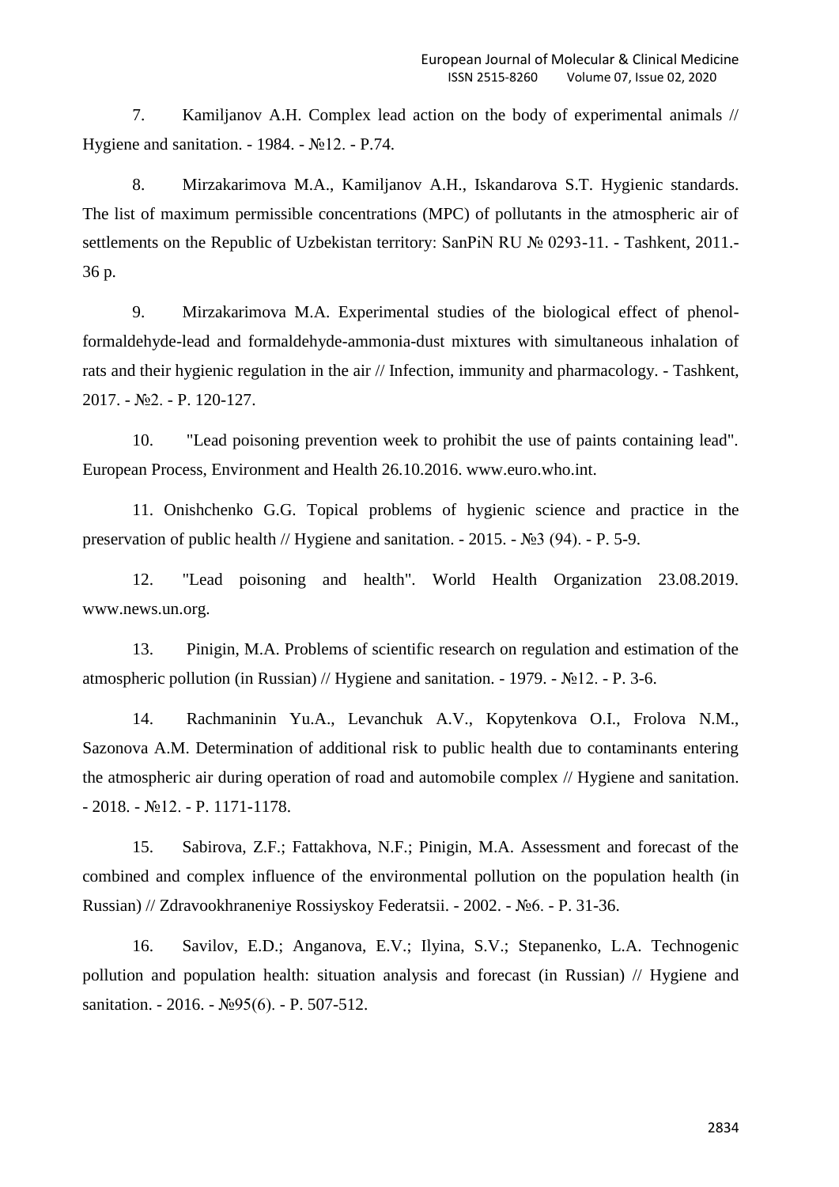7. Kamiljanov A.H. Complex lead action on the body of experimental animals // Hygiene and sanitation. - 1984. - №12. - P.74.

8. Mirzakarimova M.A., Kamiljanov A.H., Iskandarova S.T. Hygienic standards. The list of maximum permissible concentrations (MPC) of pollutants in the atmospheric air of settlements on the Republic of Uzbekistan territory: SanPiN RU № 0293-11. - Tashkent, 2011.- 36 p.

9. Mirzakarimova M.A. Experimental studies of the biological effect of phenol-formaldehyde-lead and formaldehyde-ammonia-dust mixtures with simultaneous inhalation of rats and their hygienic regulation in the air // Infection, immunity and pharmacology. - Tashkent, 2017. - №2. - P. 120-127.

10. "Lead poisoning prevention week to prohibit the use of paints containing lead". European Process, Environment and Health 26.10.2016. www.euro.who.int.

11. Onishchenko G.G. Topical problems of hygienic science and practice in the preservation of public health // Hygiene and sanitation. - 2015. - №3 (94). - P. 5-9.

12. "Lead poisoning and health". World Health Organization 23.08.2019. www.news.un.org.

13. Pinigin, M.A. Problems of scientific research on regulation and estimation of the atmospheric pollution (in Russian) // Hygiene and sanitation. - 1979. - №12. - P. 3-6.

14. Rachmaninin Yu.A., Levanchuk A.V., Kopytenkova O.I., Frolova N.M., Sazonova A.M. Determination of additional risk to public health due to contaminants entering the atmospheric air during operation of road and automobile complex // Hygiene and sanitation. - 2018. - №12. - P. 1171-1178.

15. Sabirova, Z.F.; Fattakhova, N.F.; Pinigin, M.A. Assessment and forecast of the combined and complex influence of the environmental pollution on the population health (in Russian) // Zdravookhraneniye Rossiyskoy Federatsii. - 2002. - №6. - P. 31-36.

16. Savilov, E.D.; Anganova, E.V.; Ilyina, S.V.; Stepanenko, L.A. Technogenic pollution and population health: situation analysis and forecast (in Russian) // Hygiene and sanitation. - 2016. - №95(6). - P. 507-512.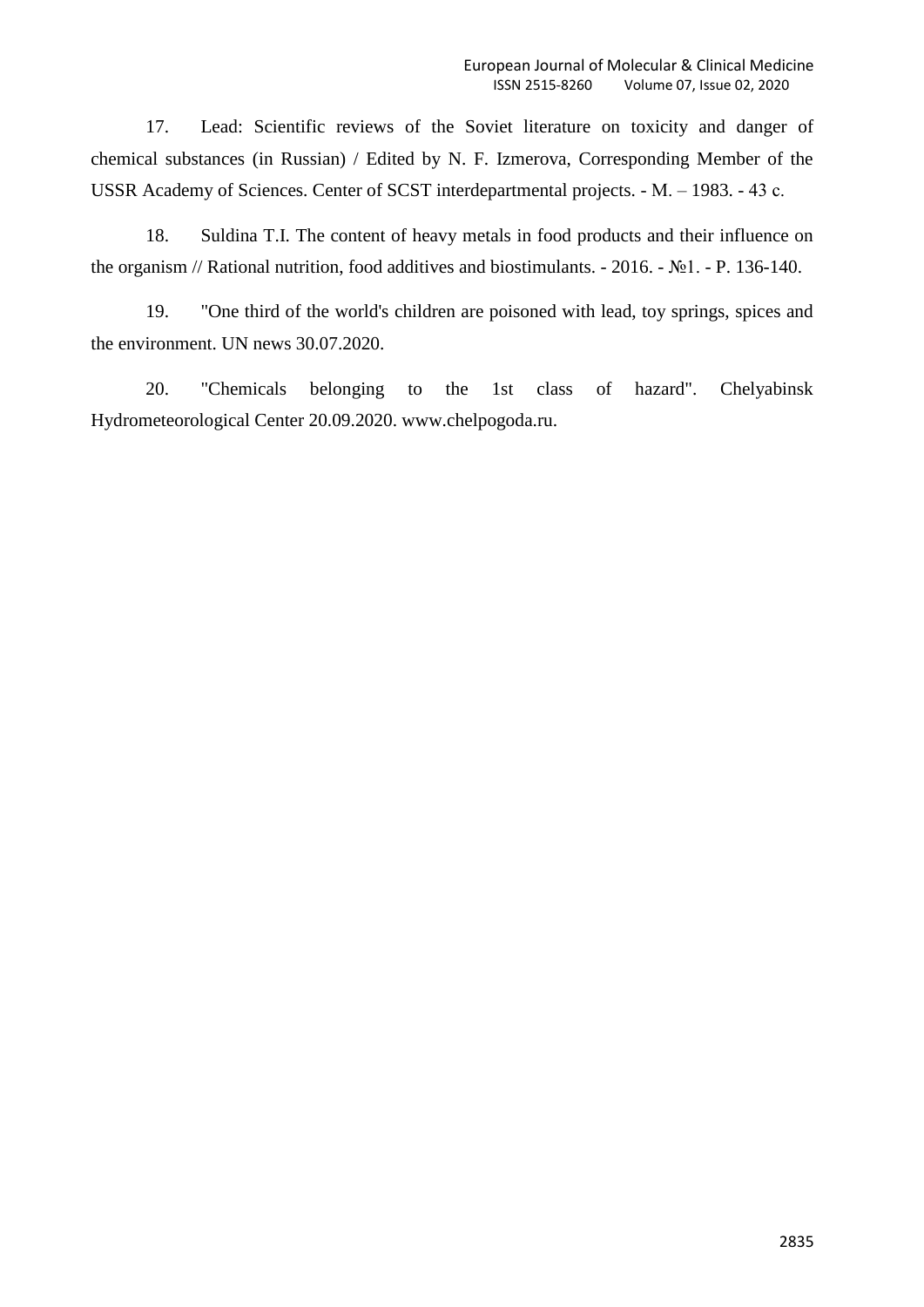17. Lead: Scientific reviews of the Soviet literature on toxicity and danger of chemical substances (in Russian) / Edited by N. F. Izmerova, Corresponding Member of the USSR Academy of Sciences. Center of SCST interdepartmental projects. - M. – 1983. - 43 c.

18. Suldina T.I. The content of heavy metals in food products and their influence on the organism // Rational nutrition, food additives and biostimulants. - 2016. - №1. - P. 136-140.

19. "One third of the world's children are poisoned with lead, toy springs, spices and the environment. UN news 30.07.2020.

20. "Chemicals belonging to the 1st class of hazard". Chelyabinsk Hydrometeorological Center 20.09.2020. www.chelpogoda.ru.